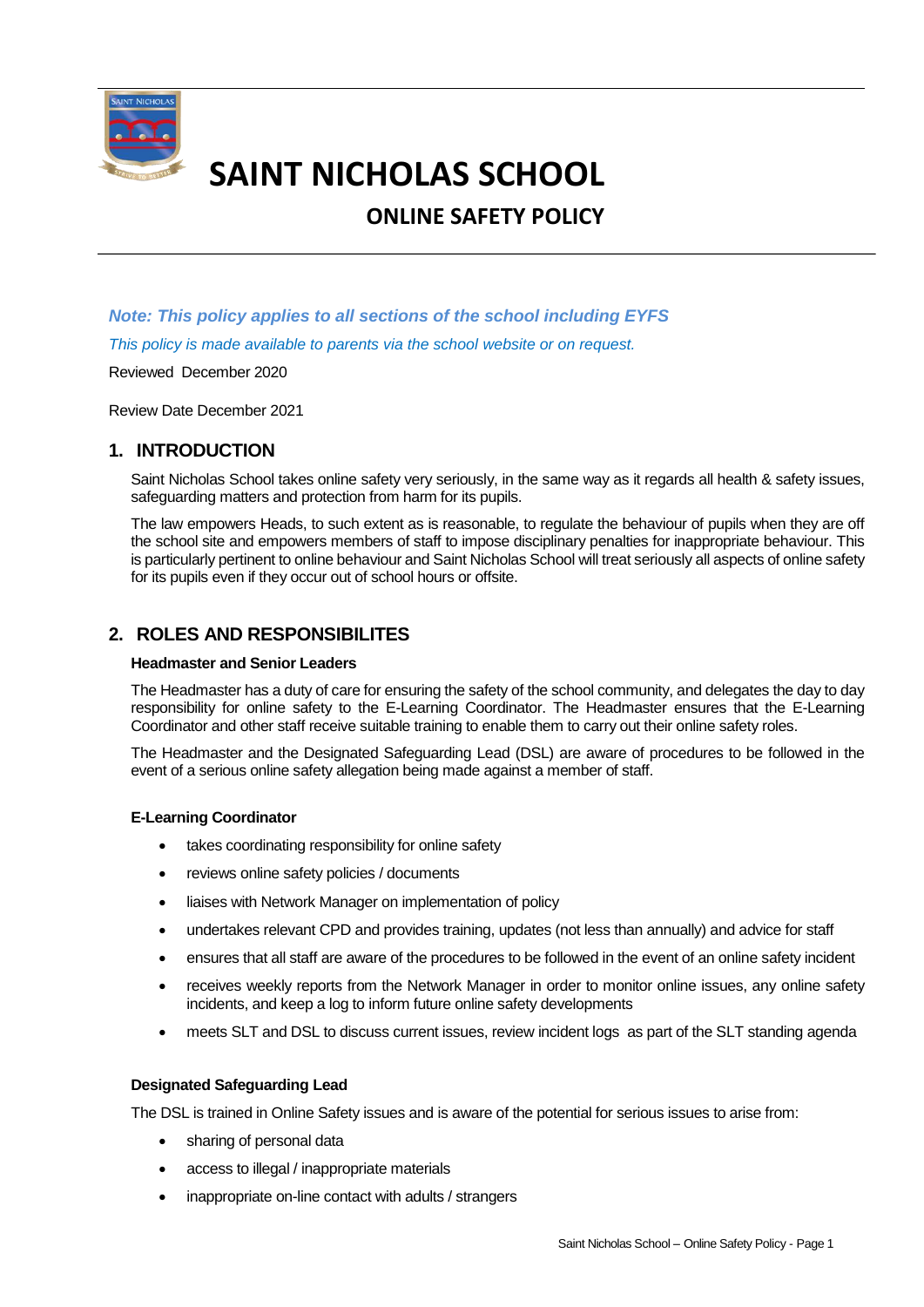# SAINT NICHOLAS SCHOOL

## ONLINE SAFETY POLICY

***Note: This policy applies to all sections of the school including EYFS***

*This policy is made available to parents via the school website or on request.*

Reviewed December 2020

Review Date December 2021

## 1. INTRODUCTION

Saint Nicholas School takes online safety very seriously, in the same way as it regards all health & safety issues, safeguarding matters and protection from harm for its pupils.

The law empowers Heads, to such extent as is reasonable, to regulate the behaviour of pupils when they are off the school site and empowers members of staff to impose disciplinary penalties for inappropriate behaviour. This is particularly pertinent to online behaviour and Saint Nicholas School will treat seriously all aspects of online safety for its pupils even if they occur out of school hours or offsite.

## 2. ROLES AND RESPONSIBILITES

**Headmaster and Senior Leaders**

The Headmaster has a duty of care for ensuring the safety of the school community, and delegates the day to day responsibility for online safety to the E-Learning Coordinator. The Headmaster ensures that the E-Learning Coordinator and other staff receive suitable training to enable them to carry out their online safety roles.

The Headmaster and the Designated Safeguarding Lead (DSL) are aware of procedures to be followed in the event of a serious online safety allegation being made against a member of staff.

**E-Learning Coordinator**

- takes coordinating responsibility for online safety
- reviews online safety policies / documents
- liaises with Network Manager on implementation of policy
- undertakes relevant CPD and provides training, updates (not less than annually) and advice for staff
- ensures that all staff are aware of the procedures to be followed in the event of an online safety incident
- receives weekly reports from the Network Manager in order to monitor online issues, any online safety incidents, and keep a log to inform future online safety developments
- meets SLT and DSL to discuss current issues, review incident logs as part of the SLT standing agenda

**Designated Safeguarding Lead**

The DSL is trained in Online Safety issues and is aware of the potential for serious issues to arise from:

- sharing of personal data
- access to illegal / inappropriate materials
- inappropriate on-line contact with adults / strangers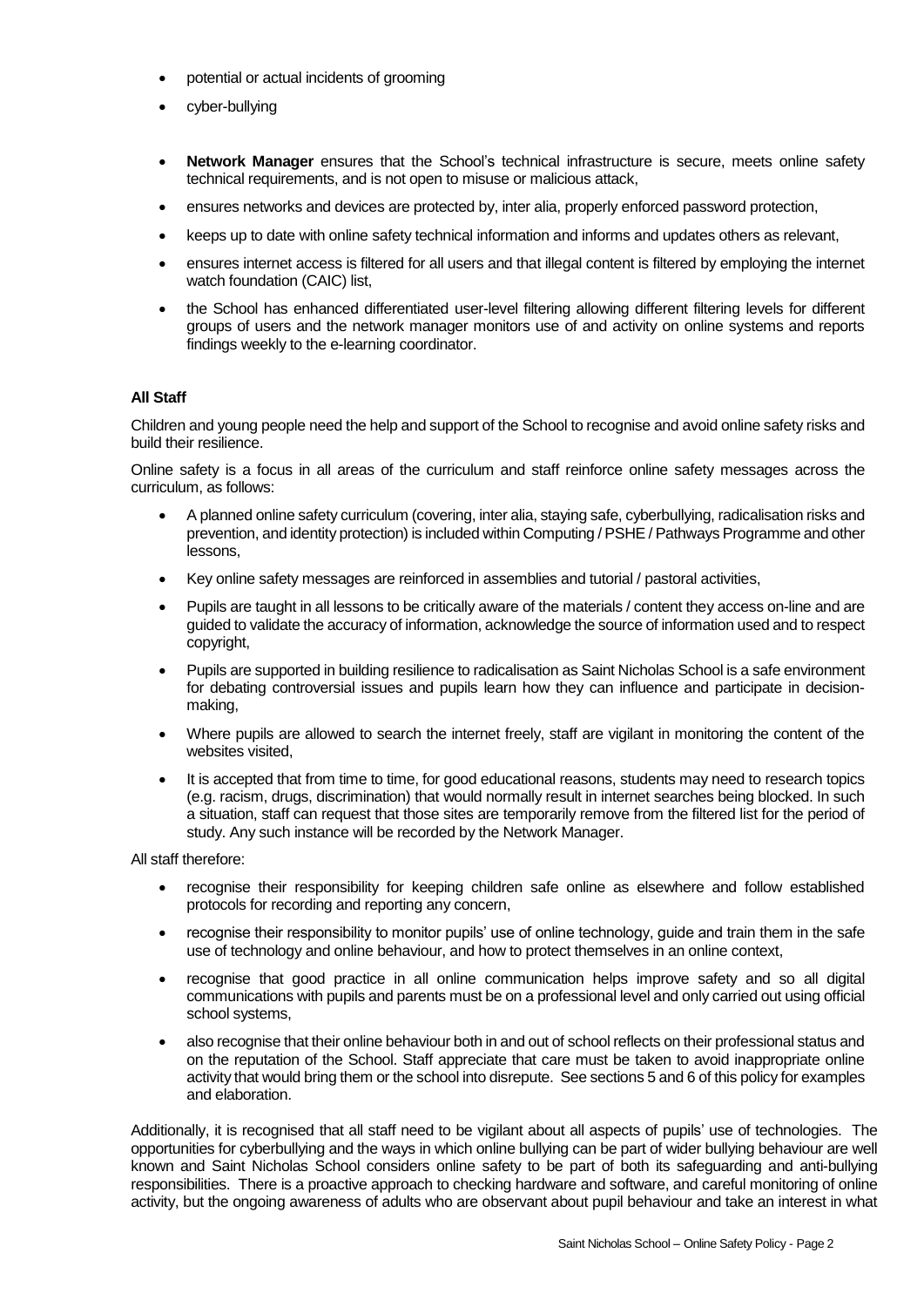- potential or actual incidents of grooming
- cyber-bullying

- **Network Manager** ensures that the School's technical infrastructure is secure, meets online safety technical requirements, and is not open to misuse or malicious attack,
- ensures networks and devices are protected by, inter alia, properly enforced password protection,
- keeps up to date with online safety technical information and informs and updates others as relevant,
- ensures internet access is filtered for all users and that illegal content is filtered by employing the internet watch foundation (CAIC) list,
- the School has enhanced differentiated user-level filtering allowing different filtering levels for different groups of users and the network manager monitors use of and activity on online systems and reports findings weekly to the e-learning coordinator.

**All Staff**

Children and young people need the help and support of the School to recognise and avoid online safety risks and build their resilience.

Online safety is a focus in all areas of the curriculum and staff reinforce online safety messages across the curriculum, as follows:

- A planned online safety curriculum (covering, inter alia, staying safe, cyberbullying, radicalisation risks and prevention, and identity protection) is included within Computing / PSHE / Pathways Programme and other lessons,
- Key online safety messages are reinforced in assemblies and tutorial / pastoral activities,
- Pupils are taught in all lessons to be critically aware of the materials / content they access on-line and are guided to validate the accuracy of information, acknowledge the source of information used and to respect copyright,
- Pupils are supported in building resilience to radicalisation as Saint Nicholas School is a safe environment for debating controversial issues and pupils learn how they can influence and participate in decision-making,
- Where pupils are allowed to search the internet freely, staff are vigilant in monitoring the content of the websites visited,
- It is accepted that from time to time, for good educational reasons, students may need to research topics (e.g. racism, drugs, discrimination) that would normally result in internet searches being blocked. In such a situation, staff can request that those sites are temporarily remove from the filtered list for the period of study. Any such instance will be recorded by the Network Manager.

All staff therefore:

- recognise their responsibility for keeping children safe online as elsewhere and follow established protocols for recording and reporting any concern,
- recognise their responsibility to monitor pupils' use of online technology, guide and train them in the safe use of technology and online behaviour, and how to protect themselves in an online context,
- recognise that good practice in all online communication helps improve safety and so all digital communications with pupils and parents must be on a professional level and only carried out using official school systems,
- also recognise that their online behaviour both in and out of school reflects on their professional status and on the reputation of the School. Staff appreciate that care must be taken to avoid inappropriate online activity that would bring them or the school into disrepute. See sections 5 and 6 of this policy for examples and elaboration.

Additionally, it is recognised that all staff need to be vigilant about all aspects of pupils' use of technologies. The opportunities for cyberbullying and the ways in which online bullying can be part of wider bullying behaviour are well known and Saint Nicholas School considers online safety to be part of both its safeguarding and anti-bullying responsibilities. There is a proactive approach to checking hardware and software, and careful monitoring of online activity, but the ongoing awareness of adults who are observant about pupil behaviour and take an interest in what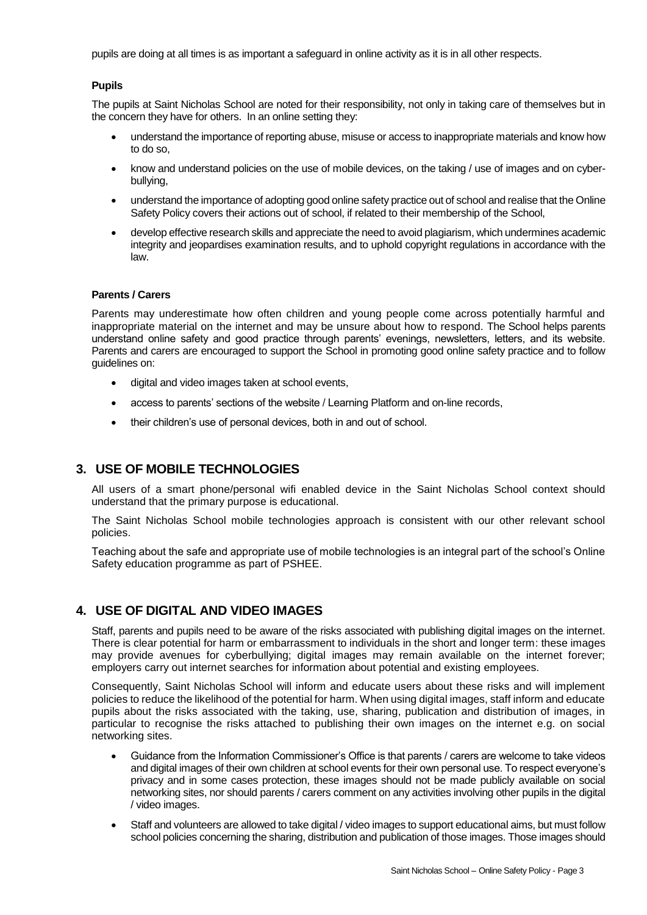pupils are doing at all times is as important a safeguard in online activity as it is in all other respects.

**Pupils**

The pupils at Saint Nicholas School are noted for their responsibility, not only in taking care of themselves but in the concern they have for others. In an online setting they:

- understand the importance of reporting abuse, misuse or access to inappropriate materials and know how to do so,
- know and understand policies on the use of mobile devices, on the taking / use of images and on cyber-bullying,
- understand the importance of adopting good online safety practice out of school and realise that the Online Safety Policy covers their actions out of school, if related to their membership of the School,
- develop effective research skills and appreciate the need to avoid plagiarism, which undermines academic integrity and jeopardises examination results, and to uphold copyright regulations in accordance with the law.

**Parents / Carers**

Parents may underestimate how often children and young people come across potentially harmful and inappropriate material on the internet and may be unsure about how to respond. The School helps parents understand online safety and good practice through parents' evenings, newsletters, letters, and its website. Parents and carers are encouraged to support the School in promoting good online safety practice and to follow guidelines on:

- digital and video images taken at school events,
- access to parents' sections of the website / Learning Platform and on-line records,
- their children's use of personal devices, both in and out of school.

## 3. USE OF MOBILE TECHNOLOGIES

All users of a smart phone/personal wifi enabled device in the Saint Nicholas School context should understand that the primary purpose is educational.

The Saint Nicholas School mobile technologies approach is consistent with our other relevant school policies.

Teaching about the safe and appropriate use of mobile technologies is an integral part of the school's Online Safety education programme as part of PSHEE.

## 4. USE OF DIGITAL AND VIDEO IMAGES

Staff, parents and pupils need to be aware of the risks associated with publishing digital images on the internet. There is clear potential for harm or embarrassment to individuals in the short and longer term: these images may provide avenues for cyberbullying; digital images may remain available on the internet forever; employers carry out internet searches for information about potential and existing employees.

Consequently, Saint Nicholas School will inform and educate users about these risks and will implement policies to reduce the likelihood of the potential for harm. When using digital images, staff inform and educate pupils about the risks associated with the taking, use, sharing, publication and distribution of images, in particular to recognise the risks attached to publishing their own images on the internet e.g. on social networking sites.

- Guidance from the Information Commissioner's Office is that parents / carers are welcome to take videos and digital images of their own children at school events for their own personal use. To respect everyone's privacy and in some cases protection, these images should not be made publicly available on social networking sites, nor should parents / carers comment on any activities involving other pupils in the digital / video images.
- Staff and volunteers are allowed to take digital / video images to support educational aims, but must follow school policies concerning the sharing, distribution and publication of those images. Those images should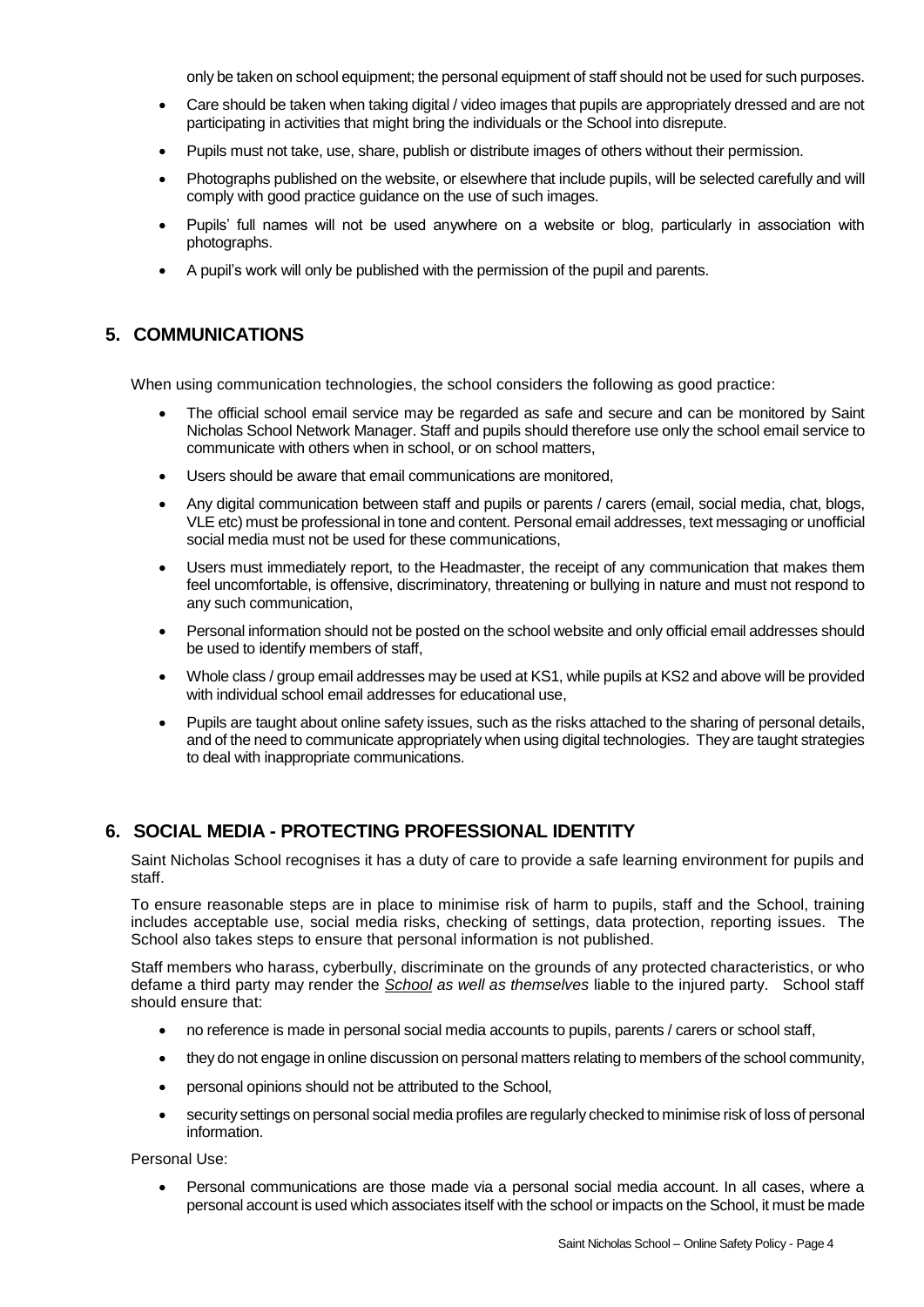only be taken on school equipment; the personal equipment of staff should not be used for such purposes.

- Care should be taken when taking digital / video images that pupils are appropriately dressed and are not participating in activities that might bring the individuals or the School into disrepute.
- Pupils must not take, use, share, publish or distribute images of others without their permission.
- Photographs published on the website, or elsewhere that include pupils, will be selected carefully and will comply with good practice guidance on the use of such images.
- Pupils' full names will not be used anywhere on a website or blog, particularly in association with photographs.
- A pupil's work will only be published with the permission of the pupil and parents.

## 5. COMMUNICATIONS

When using communication technologies, the school considers the following as good practice:

- The official school email service may be regarded as safe and secure and can be monitored by Saint Nicholas School Network Manager. Staff and pupils should therefore use only the school email service to communicate with others when in school, or on school matters,
- Users should be aware that email communications are monitored,
- Any digital communication between staff and pupils or parents / carers (email, social media, chat, blogs, VLE etc) must be professional in tone and content. Personal email addresses, text messaging or unofficial social media must not be used for these communications,
- Users must immediately report, to the Headmaster, the receipt of any communication that makes them feel uncomfortable, is offensive, discriminatory, threatening or bullying in nature and must not respond to any such communication,
- Personal information should not be posted on the school website and only official email addresses should be used to identify members of staff,
- Whole class / group email addresses may be used at KS1, while pupils at KS2 and above will be provided with individual school email addresses for educational use,
- Pupils are taught about online safety issues, such as the risks attached to the sharing of personal details, and of the need to communicate appropriately when using digital technologies. They are taught strategies to deal with inappropriate communications.

## 6. SOCIAL MEDIA - PROTECTING PROFESSIONAL IDENTITY

Saint Nicholas School recognises it has a duty of care to provide a safe learning environment for pupils and staff.

To ensure reasonable steps are in place to minimise risk of harm to pupils, staff and the School, training includes acceptable use, social media risks, checking of settings, data protection, reporting issues. The School also takes steps to ensure that personal information is not published.

Staff members who harass, cyberbully, discriminate on the grounds of any protected characteristics, or who defame a third party may render the *School as well as themselves* liable to the injured party. School staff should ensure that:

- no reference is made in personal social media accounts to pupils, parents / carers or school staff,
- they do not engage in online discussion on personal matters relating to members of the school community,
- personal opinions should not be attributed to the School,
- security settings on personal social media profiles are regularly checked to minimise risk of loss of personal information.

Personal Use:

- Personal communications are those made via a personal social media account. In all cases, where a personal account is used which associates itself with the school or impacts on the School, it must be made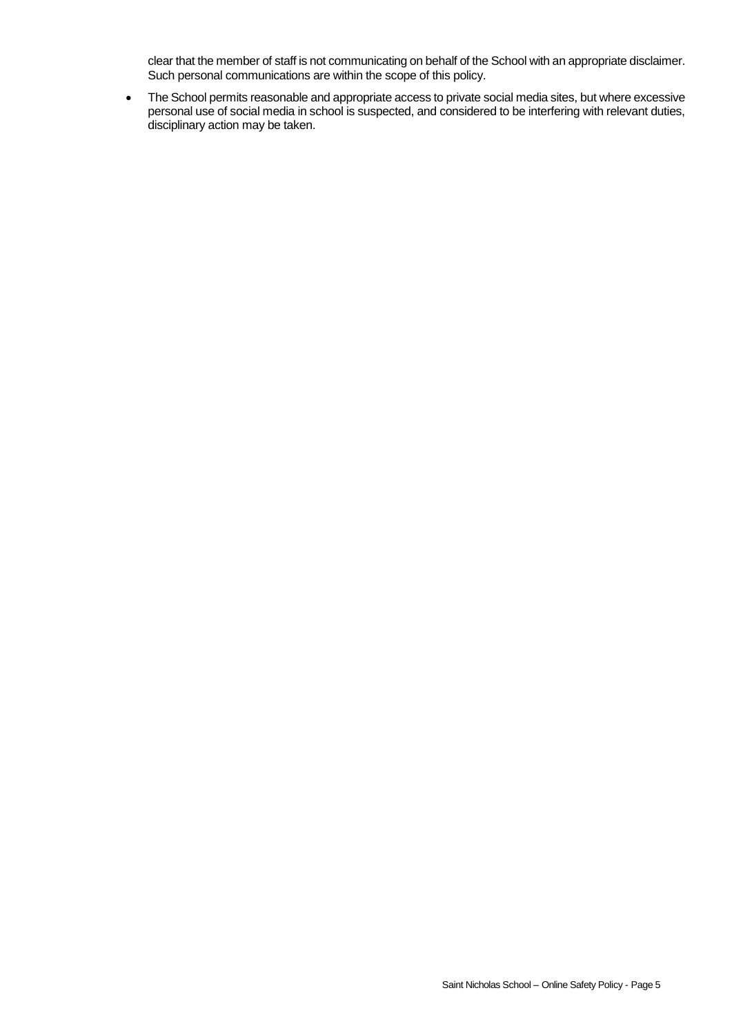clear that the member of staff is not communicating on behalf of the School with an appropriate disclaimer. Such personal communications are within the scope of this policy.

- The School permits reasonable and appropriate access to private social media sites, but where excessive personal use of social media in school is suspected, and considered to be interfering with relevant duties, disciplinary action may be taken.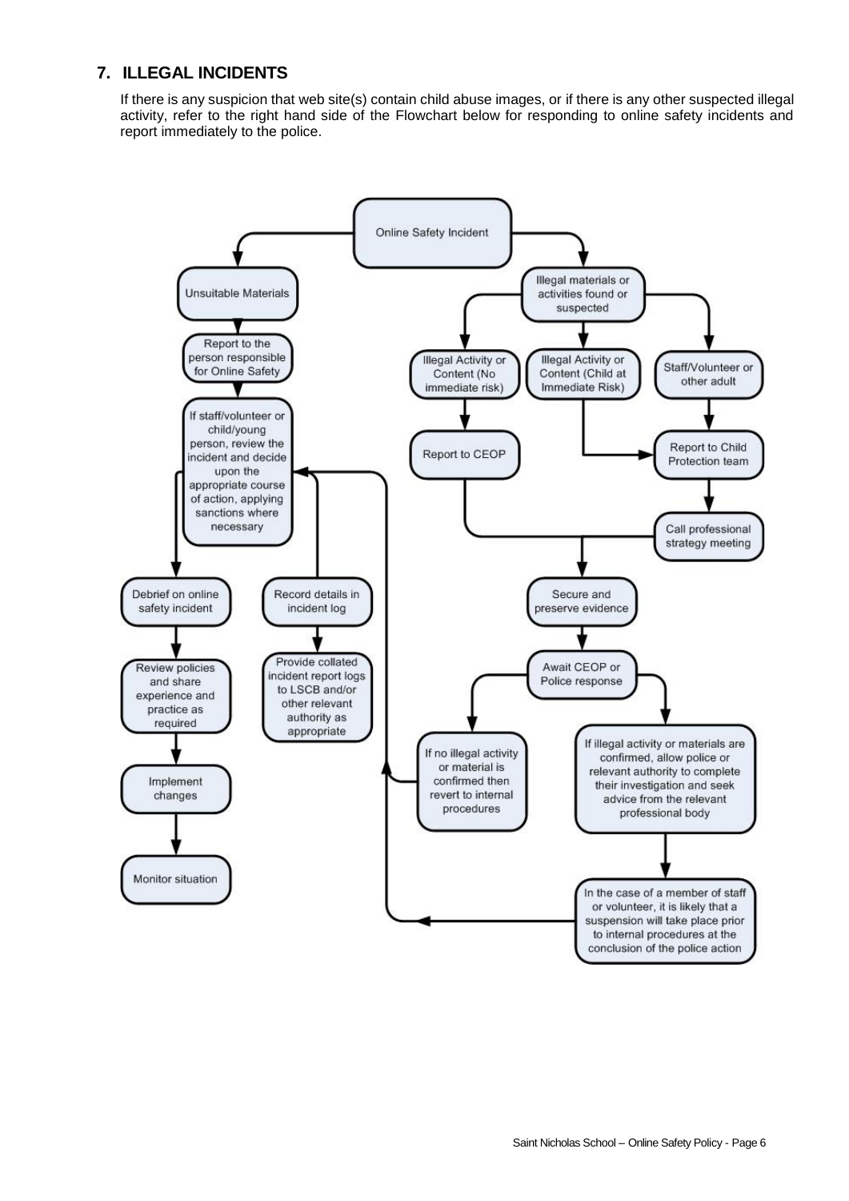## 7. ILLEGAL INCIDENTS

If there is any suspicion that web site(s) contain child abuse images, or if there is any other suspected illegal activity, refer to the right hand side of the Flowchart below for responding to online safety incidents and report immediately to the police.

**Online Safety Incident**

- **Unsuitable Materials**
  - Report to the person responsible for Online Safety
  - If staff/volunteer or child/young person, review the incident and decide upon the appropriate course of action, applying sanctions where necessary
    - Debrief on online safety incident
      - Review policies and share experience and practice as required
      - Implement changes
      - Monitor situation
    - Record details in incident log
      - Provide collated incident report logs to LSCB and/or other relevant authority as appropriate

- **Illegal materials or activities found or suspected**
  - Illegal Activity or Content (No immediate risk)
    - Report to CEOP
  - Illegal Activity or Content (Child at Immediate Risk)
    - Report to Child Protection team
  - Staff/Volunteer or other adult
    - Report to Child Protection team
    - Call professional strategy meeting
  - Secure and preserve evidence
  - Await CEOP or Police response
    - If no illegal activity or material is confirmed then revert to internal procedures
    - If illegal activity or materials are confirmed, allow police or relevant authority to complete their investigation and seek advice from the relevant professional body
      - In the case of a member of staff or volunteer, it is likely that a suspension will take place prior to internal procedures at the conclusion of the police action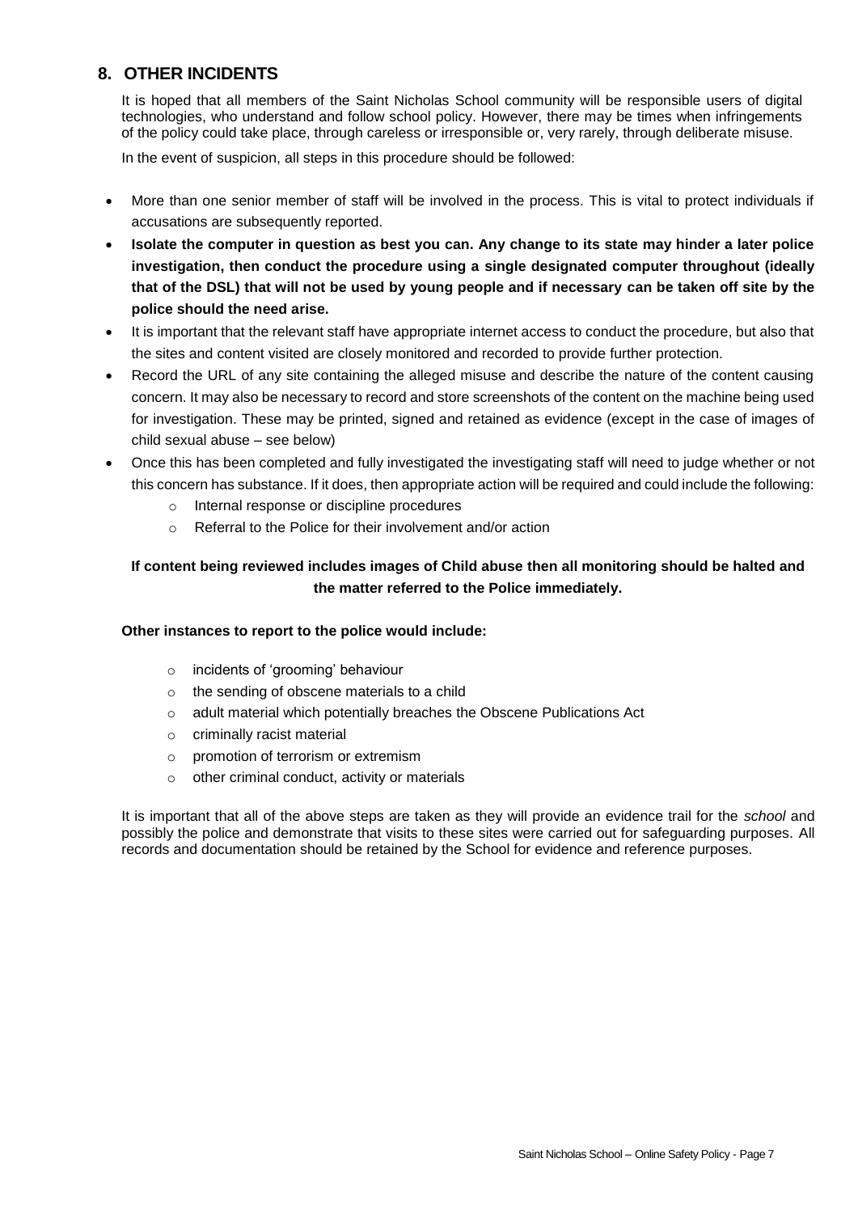## 8. OTHER INCIDENTS

It is hoped that all members of the Saint Nicholas School community will be responsible users of digital technologies, who understand and follow school policy. However, there may be times when infringements of the policy could take place, through careless or irresponsible or, very rarely, through deliberate misuse.

In the event of suspicion, all steps in this procedure should be followed:

- More than one senior member of staff will be involved in the process. This is vital to protect individuals if accusations are subsequently reported.
- **Isolate the computer in question as best you can. Any change to its state may hinder a later police investigation, then conduct the procedure using a single designated computer throughout (ideally that of the DSL) that will not be used by young people and if necessary can be taken off site by the police should the need arise.**
- It is important that the relevant staff have appropriate internet access to conduct the procedure, but also that the sites and content visited are closely monitored and recorded to provide further protection.
- Record the URL of any site containing the alleged misuse and describe the nature of the content causing concern. It may also be necessary to record and store screenshots of the content on the machine being used for investigation. These may be printed, signed and retained as evidence (except in the case of images of child sexual abuse – see below)
- Once this has been completed and fully investigated the investigating staff will need to judge whether or not this concern has substance. If it does, then appropriate action will be required and could include the following:
  - Internal response or discipline procedures
  - Referral to the Police for their involvement and/or action

**If content being reviewed includes images of Child abuse then all monitoring should be halted and the matter referred to the Police immediately.**

**Other instances to report to the police would include:**

- incidents of 'grooming' behaviour
- the sending of obscene materials to a child
- adult material which potentially breaches the Obscene Publications Act
- criminally racist material
- promotion of terrorism or extremism
- other criminal conduct, activity or materials

It is important that all of the above steps are taken as they will provide an evidence trail for the *school* and possibly the police and demonstrate that visits to these sites were carried out for safeguarding purposes. All records and documentation should be retained by the School for evidence and reference purposes.